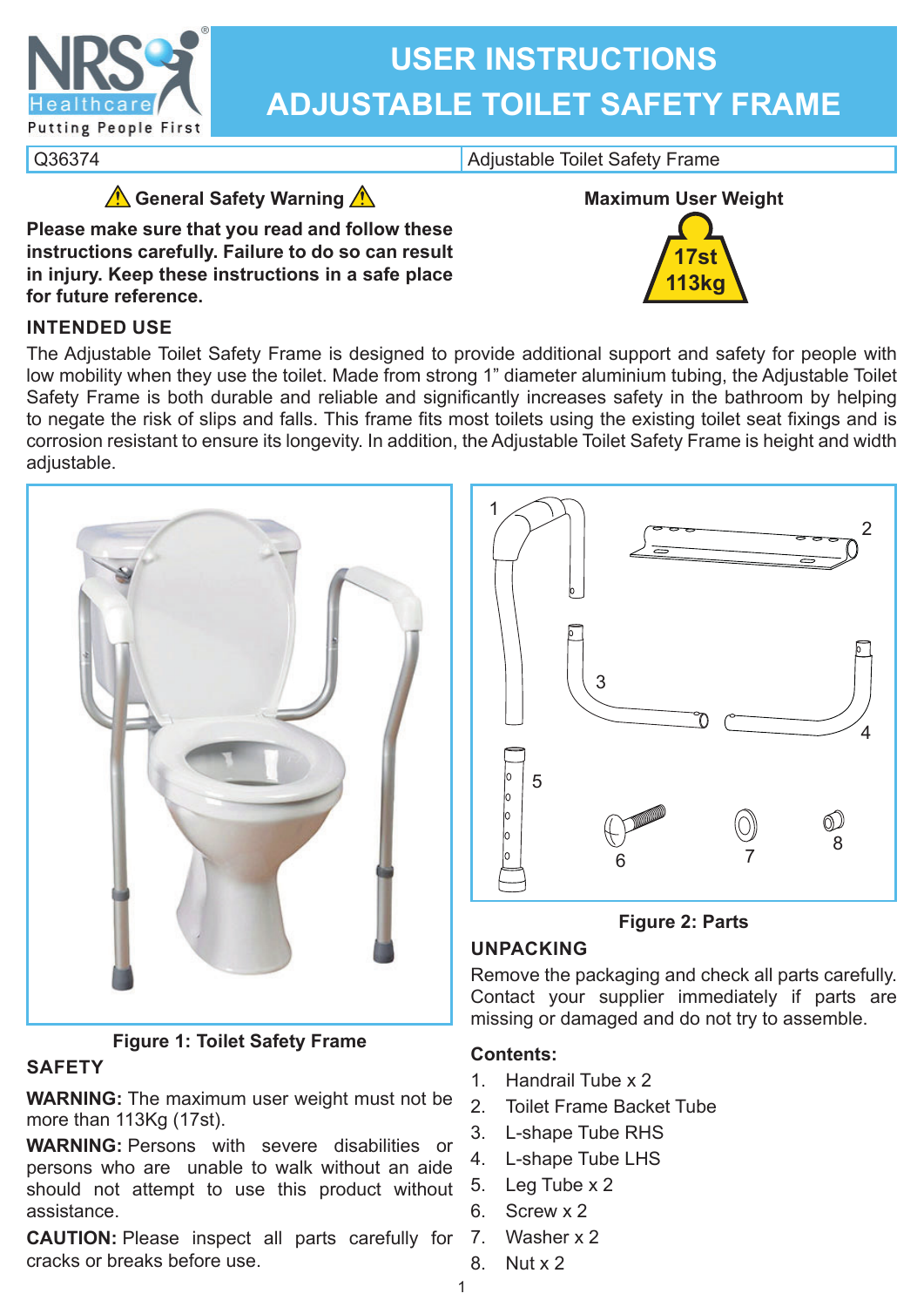# USER INSTRUCTIONS
# ADJUSTABLE TOILET SAFETY FRAME

| Q36374 | Adjustable Toilet Safety Frame |
|---|---|

## ⚠ General Safety Warning ⚠

**Please make sure that you read and follow these instructions carefully. Failure to do so can result in injury. Keep these instructions in a safe place for future reference.**

**Maximum User Weight**

**17st**
**113kg**

## INTENDED USE

The Adjustable Toilet Safety Frame is designed to provide additional support and safety for people with low mobility when they use the toilet. Made from strong 1" diameter aluminium tubing, the Adjustable Toilet Safety Frame is both durable and reliable and significantly increases safety in the bathroom by helping to negate the risk of slips and falls. This frame fits most toilets using the existing toilet seat fixings and is corrosion resistant to ensure its longevity. In addition, the Adjustable Toilet Safety Frame is height and width adjustable.

**Figure 1: Toilet Safety Frame**

## SAFETY

**WARNING:** The maximum user weight must not be more than 113Kg (17st).

**WARNING:** Persons with severe disabilities or persons who are unable to walk without an aide should not attempt to use this product without assistance.

**CAUTION:** Please inspect all parts carefully for cracks or breaks before use.

**Figure 2: Parts**

## UNPACKING

Remove the packaging and check all parts carefully. Contact your supplier immediately if parts are missing or damaged and do not try to assemble.

**Contents:**

1. Handrail Tube x 2
2. Toilet Frame Backet Tube
3. L-shape Tube RHS
4. L-shape Tube LHS
5. Leg Tube x 2
6. Screw x 2
7. Washer x 2
8. Nut x 2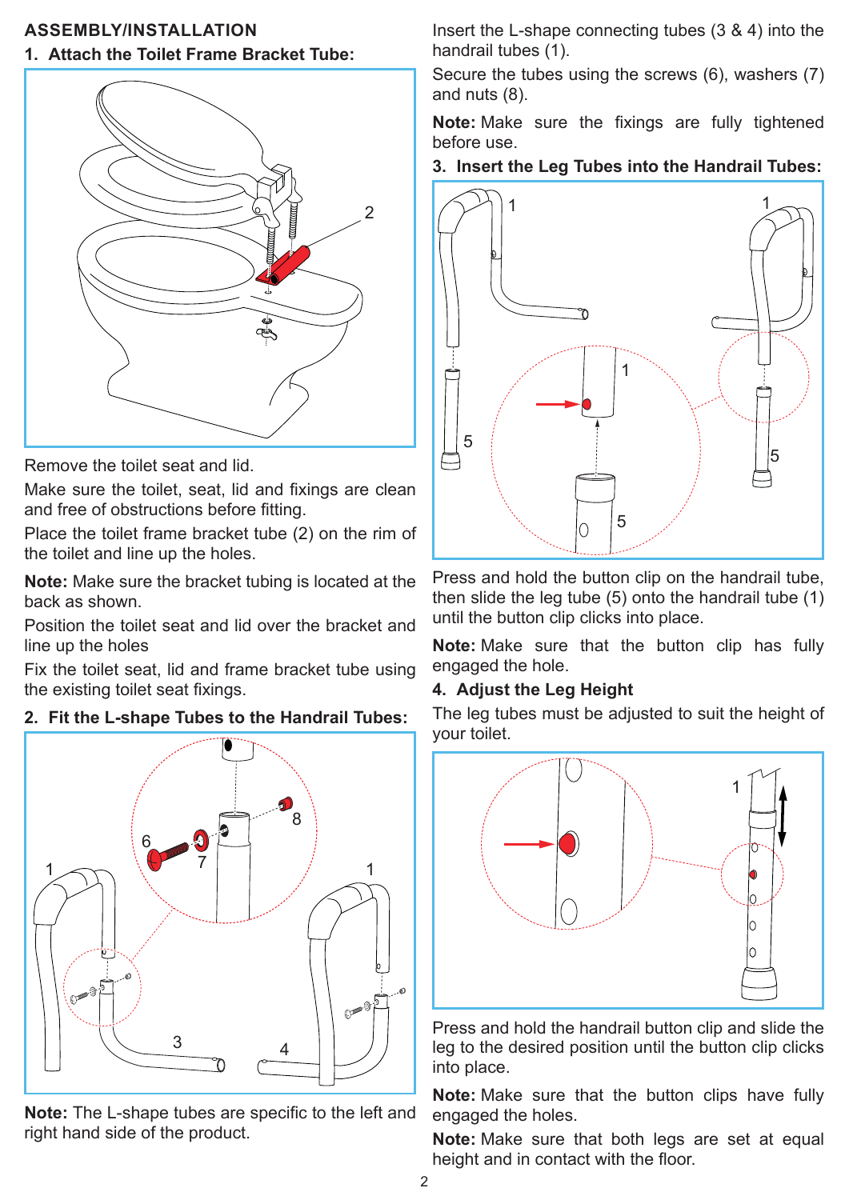## ASSEMBLY/INSTALLATION

### 1. Attach the Toilet Frame Bracket Tube:

Remove the toilet seat and lid.

Make sure the toilet, seat, lid and fixings are clean and free of obstructions before fitting.

Place the toilet frame bracket tube (2) on the rim of the toilet and line up the holes.

**Note:** Make sure the bracket tubing is located at the back as shown.

Position the toilet seat and lid over the bracket and line up the holes

Fix the toilet seat, lid and frame bracket tube using the existing toilet seat fixings.

### 2. Fit the L-shape Tubes to the Handrail Tubes:

**Note:** The L-shape tubes are specific to the left and right hand side of the product.

Insert the L-shape connecting tubes (3 & 4) into the handrail tubes (1).

Secure the tubes using the screws (6), washers (7) and nuts (8).

**Note:** Make sure the fixings are fully tightened before use.

### 3. Insert the Leg Tubes into the Handrail Tubes:

Press and hold the button clip on the handrail tube, then slide the leg tube (5) onto the handrail tube (1) until the button clip clicks into place.

**Note:** Make sure that the button clip has fully engaged the hole.

### 4. Adjust the Leg Height

The leg tubes must be adjusted to suit the height of your toilet.

Press and hold the handrail button clip and slide the leg to the desired position until the button clip clicks into place.

**Note:** Make sure that the button clips have fully engaged the holes.

**Note:** Make sure that both legs are set at equal height and in contact with the floor.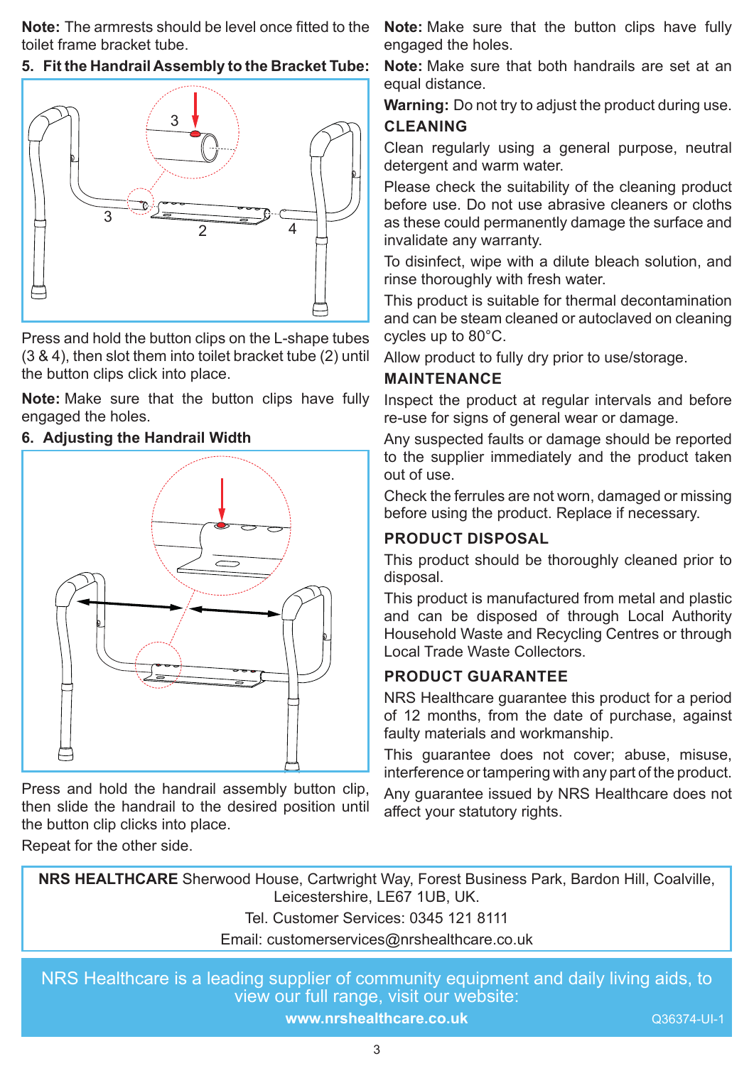**Note:** The armrests should be level once fitted to the toilet frame bracket tube.

## 5. Fit the Handrail Assembly to the Bracket Tube:

3

3

2

4

Press and hold the button clips on the L-shape tubes (3 & 4), then slot them into toilet bracket tube (2) until the button clips click into place.

**Note:** Make sure that the button clips have fully engaged the holes.

## 6. Adjusting the Handrail Width

Press and hold the handrail assembly button clip, then slide the handrail to the desired position until the button clip clicks into place.

Repeat for the other side.

**Note:** Make sure that the button clips have fully engaged the holes.

**Note:** Make sure that both handrails are set at an equal distance.

**Warning:** Do not try to adjust the product during use.

## CLEANING

Clean regularly using a general purpose, neutral detergent and warm water.

Please check the suitability of the cleaning product before use. Do not use abrasive cleaners or cloths as these could permanently damage the surface and invalidate any warranty.

To disinfect, wipe with a dilute bleach solution, and rinse thoroughly with fresh water.

This product is suitable for thermal decontamination and can be steam cleaned or autoclaved on cleaning cycles up to 80°C.

Allow product to fully dry prior to use/storage.

## MAINTENANCE

Inspect the product at regular intervals and before re-use for signs of general wear or damage.

Any suspected faults or damage should be reported to the supplier immediately and the product taken out of use.

Check the ferrules are not worn, damaged or missing before using the product. Replace if necessary.

## PRODUCT DISPOSAL

This product should be thoroughly cleaned prior to disposal.

This product is manufactured from metal and plastic and can be disposed of through Local Authority Household Waste and Recycling Centres or through Local Trade Waste Collectors.

## PRODUCT GUARANTEE

NRS Healthcare guarantee this product for a period of 12 months, from the date of purchase, against faulty materials and workmanship.

This guarantee does not cover; abuse, misuse, interference or tampering with any part of the product.

Any guarantee issued by NRS Healthcare does not affect your statutory rights.

**NRS HEALTHCARE** Sherwood House, Cartwright Way, Forest Business Park, Bardon Hill, Coalville, Leicestershire, LE67 1UB, UK.

Tel. Customer Services: 0345 121 8111

Email: customerservices@nrshealthcare.co.uk

NRS Healthcare is a leading supplier of community equipment and daily living aids, to view our full range, visit our website:

**www.nrshealthcare.co.uk**

Q36374-UI-1